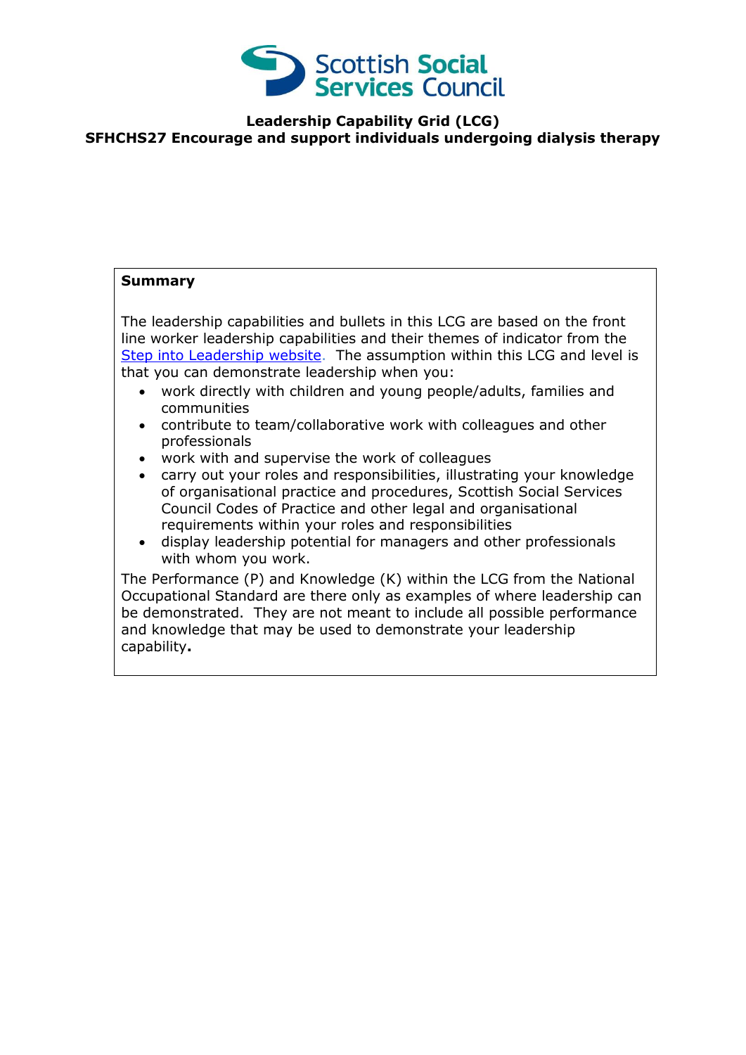# Leadership Capability Grid (LCG)
## SFHCHS27 Encourage and support individuals undergoing dialysis therapy

**Summary**

The leadership capabilities and bullets in this LCG are based on the front line worker leadership capabilities and their themes of indicator from the Step into Leadership website. The assumption within this LCG and level is that you can demonstrate leadership when you:

- work directly with children and young people/adults, families and communities
- contribute to team/collaborative work with colleagues and other professionals
- work with and supervise the work of colleagues
- carry out your roles and responsibilities, illustrating your knowledge of organisational practice and procedures, Scottish Social Services Council Codes of Practice and other legal and organisational requirements within your roles and responsibilities
- display leadership potential for managers and other professionals with whom you work.

The Performance (P) and Knowledge (K) within the LCG from the National Occupational Standard are there only as examples of where leadership can be demonstrated. They are not meant to include all possible performance and knowledge that may be used to demonstrate your leadership capability.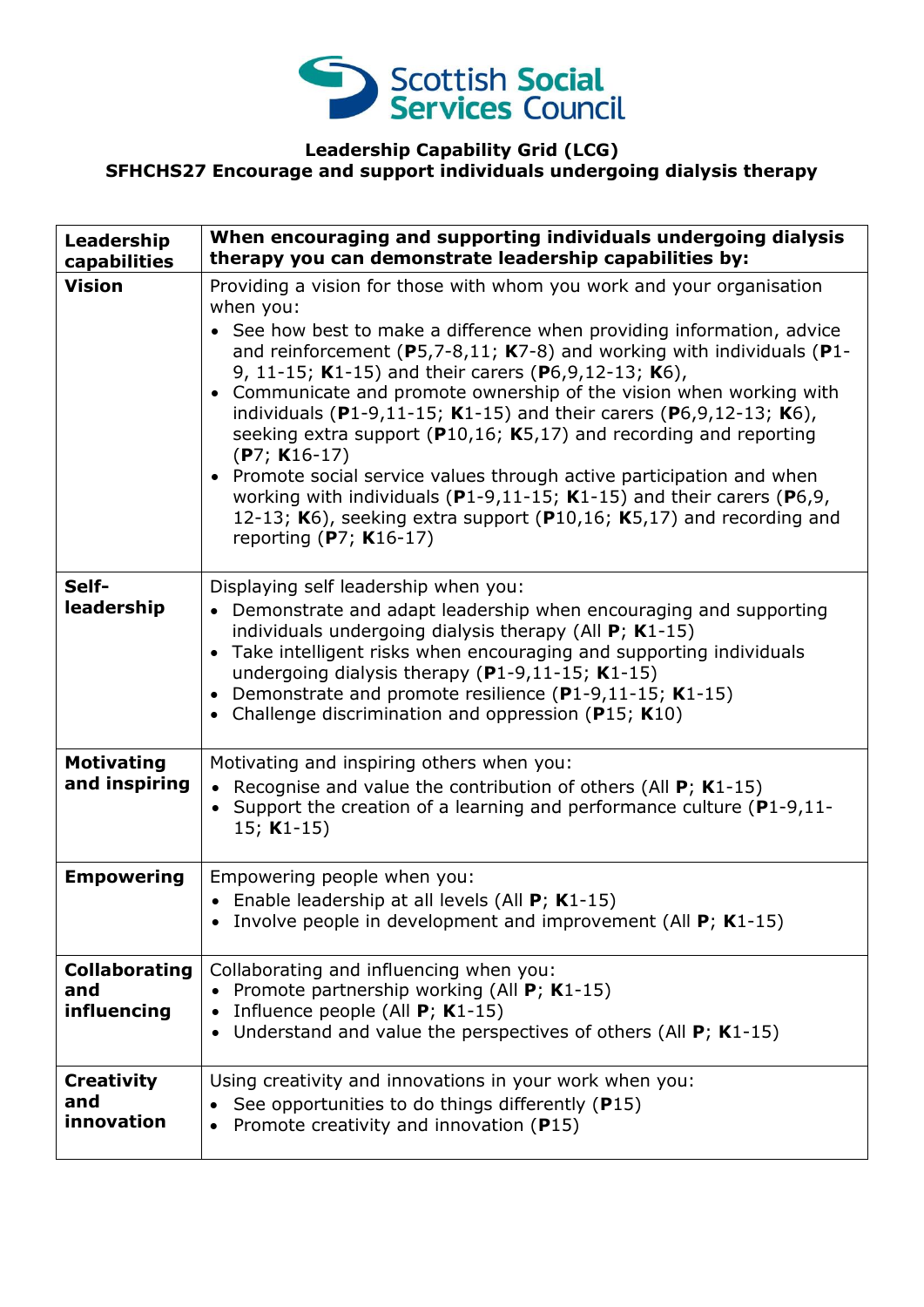Scottish Social Services Council

**Leadership Capability Grid (LCG)**
**SFHCHS27 Encourage and support individuals undergoing dialysis therapy**

| Leadership capabilities | When encouraging and supporting individuals undergoing dialysis therapy you can demonstrate leadership capabilities by: |
|---|---|
| **Vision** | Providing a vision for those with whom you work and your organisation when you:<br>• See how best to make a difference when providing information, advice and reinforcement (**P**5,7-8,11; **K**7-8) and working with individuals (**P**1-9, 11-15; **K**1-15) and their carers (**P**6,9,12-13; **K**6),<br>• Communicate and promote ownership of the vision when working with individuals (**P**1-9,11-15; **K**1-15) and their carers (**P**6,9,12-13; **K**6), seeking extra support (**P**10,16; **K**5,17) and recording and reporting (**P**7; **K**16-17)<br>• Promote social service values through active participation and when working with individuals (**P**1-9,11-15; **K**1-15) and their carers (**P**6,9, 12-13; **K**6), seeking extra support (**P**10,16; **K**5,17) and recording and reporting (**P**7; **K**16-17) |
| **Self-leadership** | Displaying self leadership when you:<br>• Demonstrate and adapt leadership when encouraging and supporting individuals undergoing dialysis therapy (All **P**; **K**1-15)<br>• Take intelligent risks when encouraging and supporting individuals undergoing dialysis therapy (**P**1-9,11-15; **K**1-15)<br>• Demonstrate and promote resilience (**P**1-9,11-15; **K**1-15)<br>• Challenge discrimination and oppression (**P**15; **K**10) |
| **Motivating and inspiring** | Motivating and inspiring others when you:<br>• Recognise and value the contribution of others (All **P**; **K**1-15)<br>• Support the creation of a learning and performance culture (**P**1-9,11-15; **K**1-15) |
| **Empowering** | Empowering people when you:<br>• Enable leadership at all levels (All **P**; **K**1-15)<br>• Involve people in development and improvement (All **P**; **K**1-15) |
| **Collaborating and influencing** | Collaborating and influencing when you:<br>• Promote partnership working (All **P**; **K**1-15)<br>• Influence people (All **P**; **K**1-15)<br>• Understand and value the perspectives of others (All **P**; **K**1-15) |
| **Creativity and innovation** | Using creativity and innovations in your work when you:<br>• See opportunities to do things differently (**P**15)<br>• Promote creativity and innovation (**P**15) |